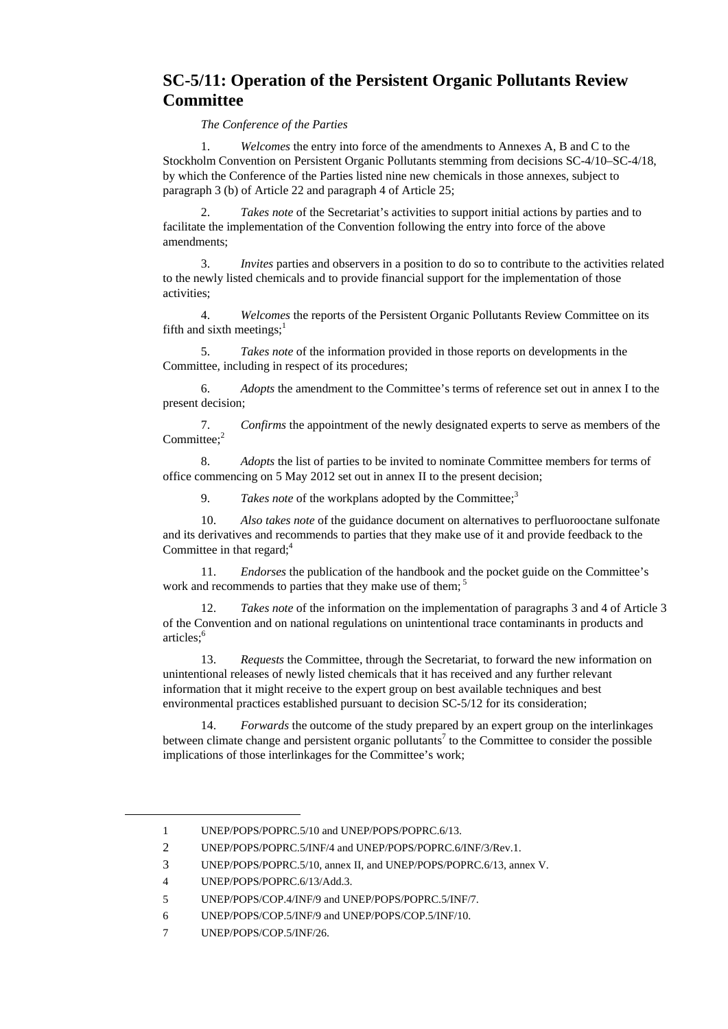# SC-5/11: Operation of the Persistent Organic Pollutants Review Committee

*The Conference of the Parties*

1. *Welcomes* the entry into force of the amendments to Annexes A, B and C to the Stockholm Convention on Persistent Organic Pollutants stemming from decisions SC-4/10–SC-4/18, by which the Conference of the Parties listed nine new chemicals in those annexes, subject to paragraph 3 (b) of Article 22 and paragraph 4 of Article 25;

2. *Takes note* of the Secretariat's activities to support initial actions by parties and to facilitate the implementation of the Convention following the entry into force of the above amendments;

3. *Invites* parties and observers in a position to do so to contribute to the activities related to the newly listed chemicals and to provide financial support for the implementation of those activities;

4. *Welcomes* the reports of the Persistent Organic Pollutants Review Committee on its fifth and sixth meetings;[1]

5. *Takes note* of the information provided in those reports on developments in the Committee, including in respect of its procedures;

6. *Adopts* the amendment to the Committee's terms of reference set out in annex I to the present decision;

7. *Confirms* the appointment of the newly designated experts to serve as members of the Committee;[2]

8. *Adopts* the list of parties to be invited to nominate Committee members for terms of office commencing on 5 May 2012 set out in annex II to the present decision;

9. *Takes note* of the workplans adopted by the Committee;[3]

10. *Also takes note* of the guidance document on alternatives to perfluorooctane sulfonate and its derivatives and recommends to parties that they make use of it and provide feedback to the Committee in that regard;[4]

11. *Endorses* the publication of the handbook and the pocket guide on the Committee's work and recommends to parties that they make use of them;[5]

12. *Takes note* of the information on the implementation of paragraphs 3 and 4 of Article 3 of the Convention and on national regulations on unintentional trace contaminants in products and articles;[6]

13. *Requests* the Committee, through the Secretariat, to forward the new information on unintentional releases of newly listed chemicals that it has received and any further relevant information that it might receive to the expert group on best available techniques and best environmental practices established pursuant to decision SC-5/12 for its consideration;

14. *Forwards* the outcome of the study prepared by an expert group on the interlinkages between climate change and persistent organic pollutants[7] to the Committee to consider the possible implications of those interlinkages for the Committee's work;

---

1 UNEP/POPS/POPRC.5/10 and UNEP/POPS/POPRC.6/13.

2 UNEP/POPS/POPRC.5/INF/4 and UNEP/POPS/POPRC.6/INF/3/Rev.1.

3 UNEP/POPS/POPRC.5/10, annex II, and UNEP/POPS/POPRC.6/13, annex V.

4 UNEP/POPS/POPRC.6/13/Add.3.

5 UNEP/POPS/COP.4/INF/9 and UNEP/POPS/POPRC.5/INF/7.

6 UNEP/POPS/COP.5/INF/9 and UNEP/POPS/COP.5/INF/10.

7 UNEP/POPS/COP.5/INF/26.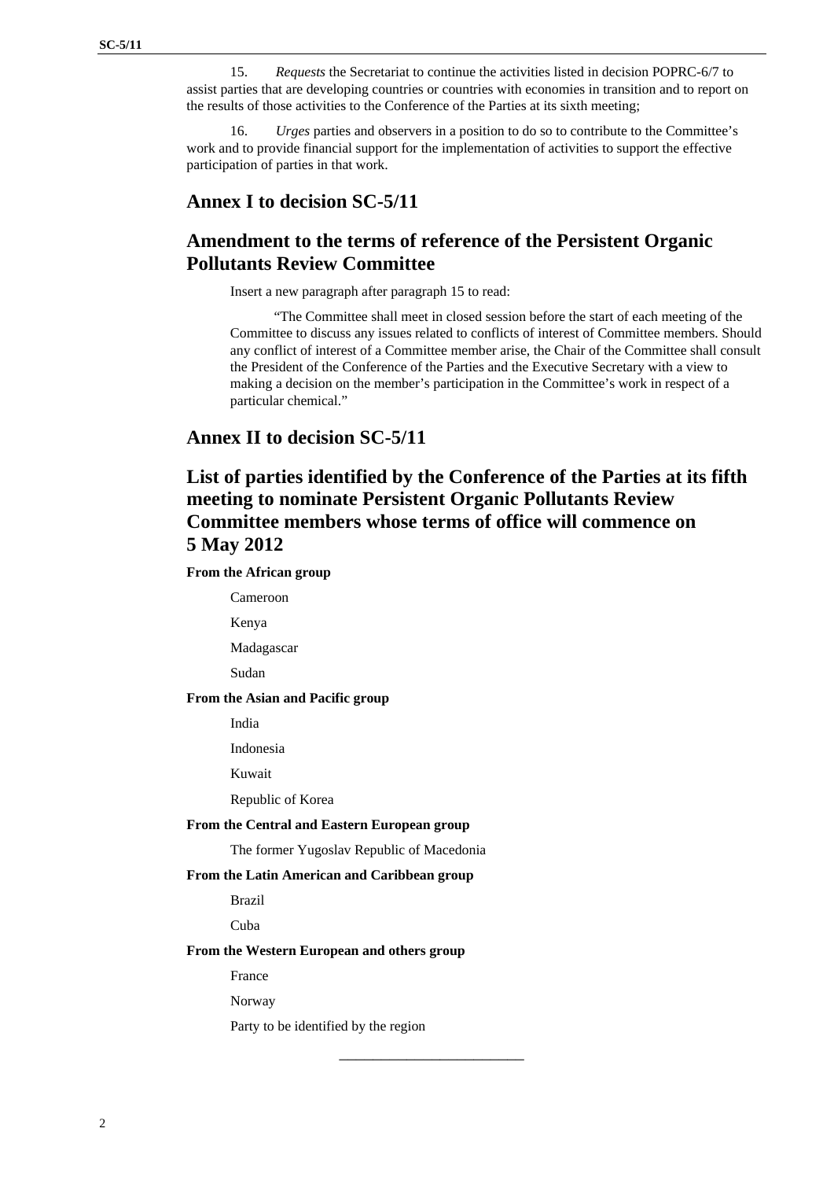15. *Requests* the Secretariat to continue the activities listed in decision POPRC-6/7 to assist parties that are developing countries or countries with economies in transition and to report on the results of those activities to the Conference of the Parties at its sixth meeting;

16. *Urges* parties and observers in a position to do so to contribute to the Committee's work and to provide financial support for the implementation of activities to support the effective participation of parties in that work.

## Annex I to decision SC-5/11

## Amendment to the terms of reference of the Persistent Organic Pollutants Review Committee

Insert a new paragraph after paragraph 15 to read:

"The Committee shall meet in closed session before the start of each meeting of the Committee to discuss any issues related to conflicts of interest of Committee members. Should any conflict of interest of a Committee member arise, the Chair of the Committee shall consult the President of the Conference of the Parties and the Executive Secretary with a view to making a decision on the member's participation in the Committee's work in respect of a particular chemical."

## Annex II to decision SC-5/11

## List of parties identified by the Conference of the Parties at its fifth meeting to nominate Persistent Organic Pollutants Review Committee members whose terms of office will commence on 5 May 2012

**From the African group**

Cameroon

Kenya

Madagascar

Sudan

**From the Asian and Pacific group**

India

Indonesia

Kuwait

Republic of Korea

**From the Central and Eastern European group**

The former Yugoslav Republic of Macedonia

**From the Latin American and Caribbean group**

Brazil

Cuba

**From the Western European and others group**

France

Norway

Party to be identified by the region